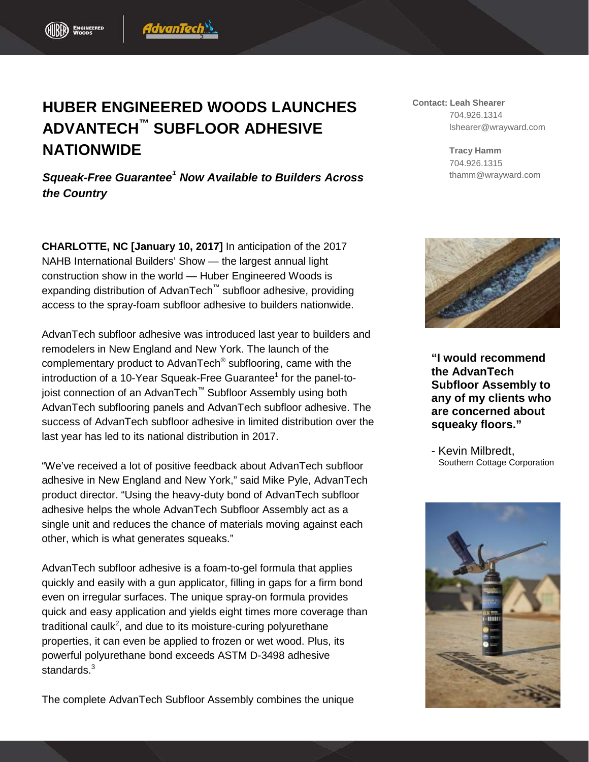# HUBER ENGINEERED WOODS LAUNCHES ADVANTECH™ SUBFLOOR ADHESIVE NATIONWIDE

***Squeak-Free Guarantee[1] Now Available to Builders Across the Country***

**Contact: Leah Shearer**
704.926.1314
lshearer@wrayward.com

**Tracy Hamm**
704.926.1315
thamm@wrayward.com

**CHARLOTTE, NC [January 10, 2017]** In anticipation of the 2017 NAHB International Builders' Show — the largest annual light construction show in the world — Huber Engineered Woods is expanding distribution of AdvanTech™ subfloor adhesive, providing access to the spray-foam subfloor adhesive to builders nationwide.

AdvanTech subfloor adhesive was introduced last year to builders and remodelers in New England and New York. The launch of the complementary product to AdvanTech® subflooring, came with the introduction of a 10-Year Squeak-Free Guarantee[1] for the panel-to-joist connection of an AdvanTech™ Subfloor Assembly using both AdvanTech subflooring panels and AdvanTech subfloor adhesive. The success of AdvanTech subfloor adhesive in limited distribution over the last year has led to its national distribution in 2017.

"We've received a lot of positive feedback about AdvanTech subfloor adhesive in New England and New York," said Mike Pyle, AdvanTech product director. "Using the heavy-duty bond of AdvanTech subfloor adhesive helps the whole AdvanTech Subfloor Assembly act as a single unit and reduces the chance of materials moving against each other, which is what generates squeaks."

**"I would recommend the AdvanTech Subfloor Assembly to any of my clients who are concerned about squeaky floors."**

\- Kevin Milbredt,
Southern Cottage Corporation

AdvanTech subfloor adhesive is a foam-to-gel formula that applies quickly and easily with a gun applicator, filling in gaps for a firm bond even on irregular surfaces. The unique spray-on formula provides quick and easy application and yields eight times more coverage than traditional caulk[2], and due to its moisture-curing polyurethane properties, it can even be applied to frozen or wet wood. Plus, its powerful polyurethane bond exceeds ASTM D-3498 adhesive standards.[3]

The complete AdvanTech Subfloor Assembly combines the unique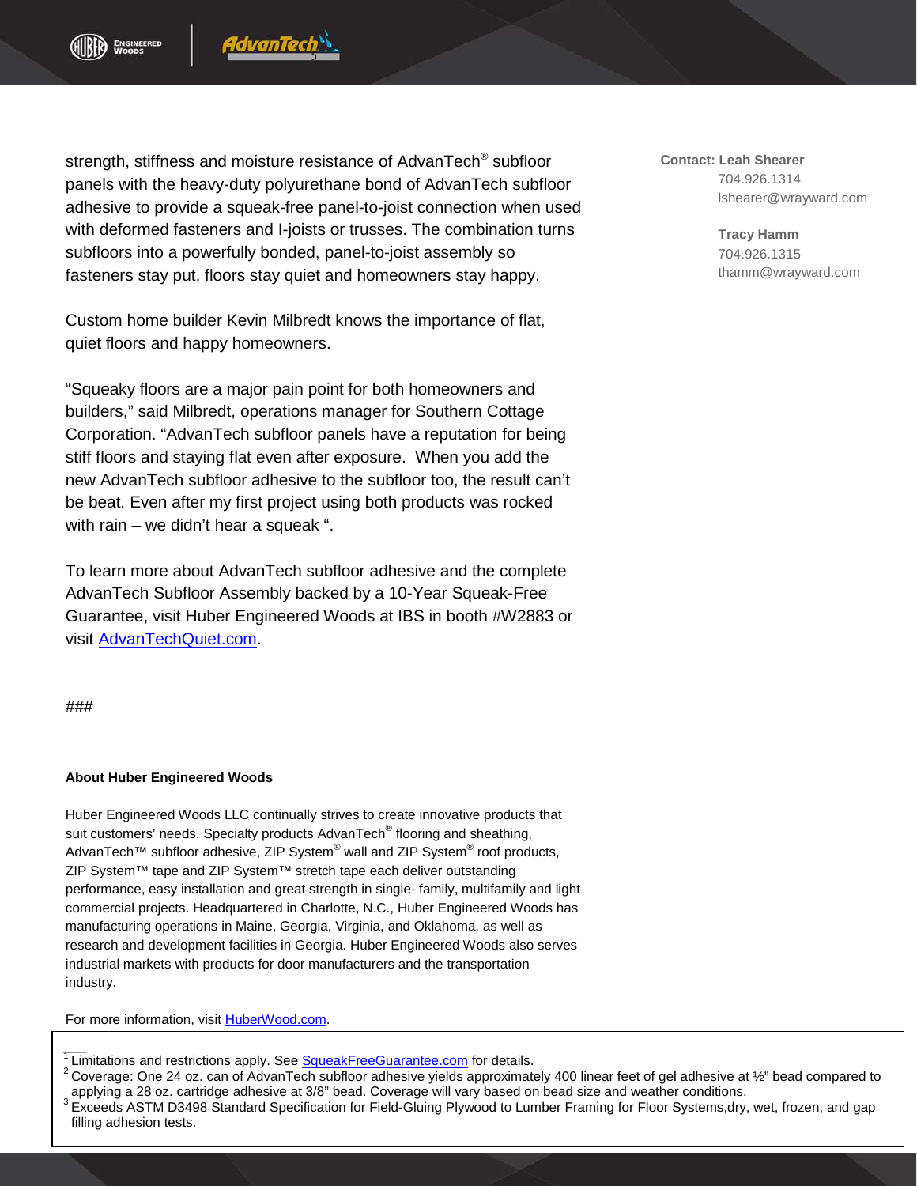strength, stiffness and moisture resistance of AdvanTech® subfloor panels with the heavy-duty polyurethane bond of AdvanTech subfloor adhesive to provide a squeak-free panel-to-joist connection when used with deformed fasteners and I-joists or trusses. The combination turns subfloors into a powerfully bonded, panel-to-joist assembly so fasteners stay put, floors stay quiet and homeowners stay happy.

Custom home builder Kevin Milbredt knows the importance of flat, quiet floors and happy homeowners.

"Squeaky floors are a major pain point for both homeowners and builders," said Milbredt, operations manager for Southern Cottage Corporation. "AdvanTech subfloor panels have a reputation for being stiff floors and staying flat even after exposure. When you add the new AdvanTech subfloor adhesive to the subfloor too, the result can't be beat. Even after my first project using both products was rocked with rain – we didn't hear a squeak ".

To learn more about AdvanTech subfloor adhesive and the complete AdvanTech Subfloor Assembly backed by a 10-Year Squeak-Free Guarantee, visit Huber Engineered Woods at IBS in booth #W2883 or visit AdvanTechQuiet.com.

**Contact:** Leah Shearer
704.926.1314
lshearer@wrayward.com

**Tracy Hamm**
704.926.1315
thamm@wrayward.com

###

**About Huber Engineered Woods**

Huber Engineered Woods LLC continually strives to create innovative products that suit customers' needs. Specialty products AdvanTech® flooring and sheathing, AdvanTech™ subfloor adhesive, ZIP System® wall and ZIP System® roof products, ZIP System™ tape and ZIP System™ stretch tape each deliver outstanding performance, easy installation and great strength in single- family, multifamily and light commercial projects. Headquartered in Charlotte, N.C., Huber Engineered Woods has manufacturing operations in Maine, Georgia, Virginia, and Oklahoma, as well as research and development facilities in Georgia. Huber Engineered Woods also serves industrial markets with products for door manufacturers and the transportation industry.

For more information, visit HuberWood.com.

[1] Limitations and restrictions apply. See SqueakFreeGuarantee.com for details.

[2] Coverage: One 24 oz. can of AdvanTech subfloor adhesive yields approximately 400 linear feet of gel adhesive at ½" bead compared to applying a 28 oz. cartridge adhesive at 3/8" bead. Coverage will vary based on bead size and weather conditions.

[3] Exceeds ASTM D3498 Standard Specification for Field-Gluing Plywood to Lumber Framing for Floor Systems,dry, wet, frozen, and gap filling adhesion tests.